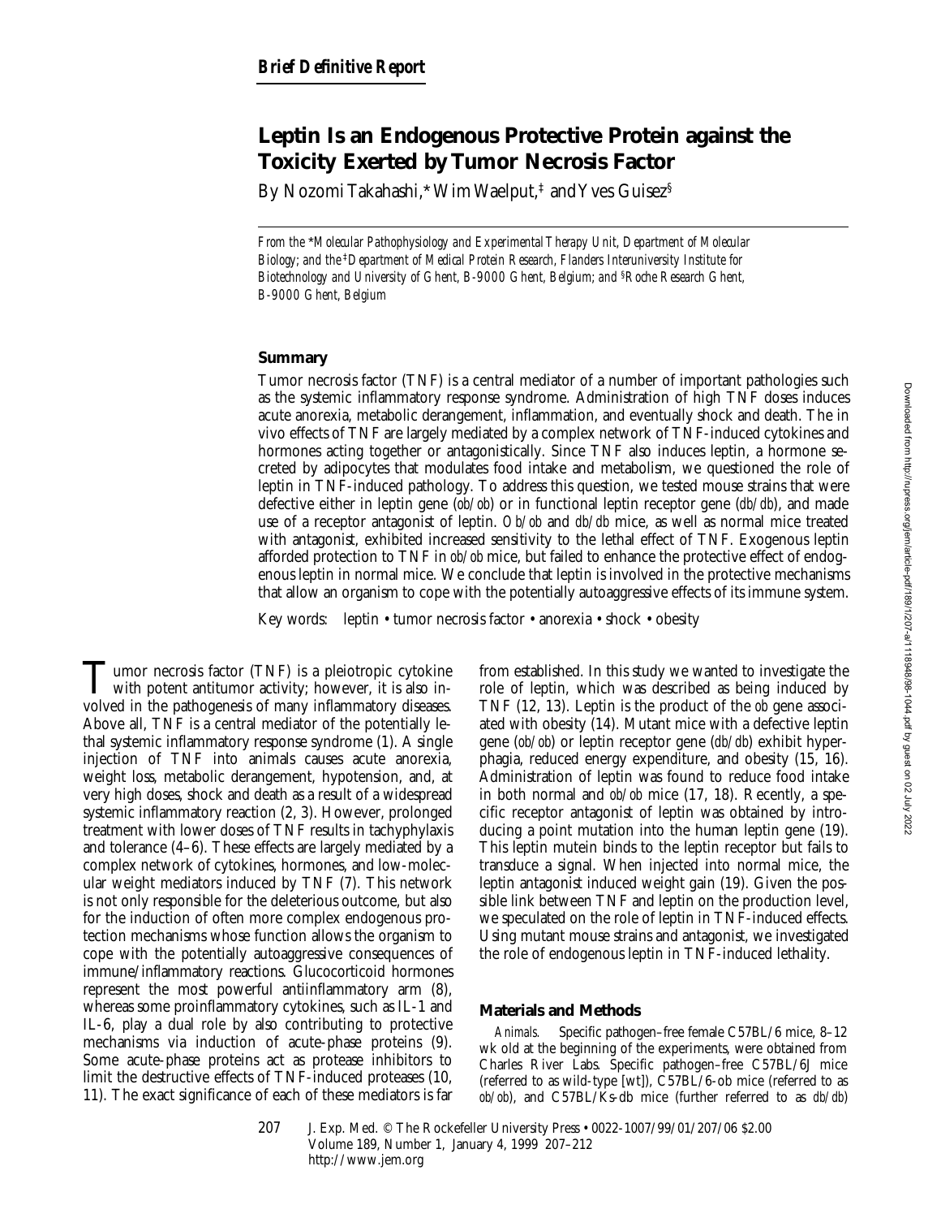*Brief Definitive Report*

# Leptin Is an Endogenous Protective Protein against the Toxicity Exerted by Tumor Necrosis Factor

By Nozomi Takahashi,* Wim Waelput,[‡] and Yves Guisez[§]

*From the \*Molecular Pathophysiology and Experimental Therapy Unit, Department of Molecular Biology; and the [‡]Department of Medical Protein Research, Flanders Interuniversity Institute for Biotechnology and University of Ghent, B-9000 Ghent, Belgium; and [§]Roche Research Ghent, B-9000 Ghent, Belgium*

## Summary

Tumor necrosis factor (TNF) is a central mediator of a number of important pathologies such as the systemic inflammatory response syndrome. Administration of high TNF doses induces acute anorexia, metabolic derangement, inflammation, and eventually shock and death. The in vivo effects of TNF are largely mediated by a complex network of TNF-induced cytokines and hormones acting together or antagonistically. Since TNF also induces leptin, a hormone secreted by adipocytes that modulates food intake and metabolism, we questioned the role of leptin in TNF-induced pathology. To address this question, we tested mouse strains that were defective either in leptin gene (*ob/ob*) or in functional leptin receptor gene (*db/db*), and made use of a receptor antagonist of leptin. *Ob/ob* and *db/db* mice, as well as normal mice treated with antagonist, exhibited increased sensitivity to the lethal effect of TNF. Exogenous leptin afforded protection to TNF in *ob/ob* mice, but failed to enhance the protective effect of endogenous leptin in normal mice. We conclude that leptin is involved in the protective mechanisms that allow an organism to cope with the potentially autoaggressive effects of its immune system.

Key words: leptin • tumor necrosis factor • anorexia • shock • obesity

Tumor necrosis factor (TNF) is a pleiotropic cytokine with potent antitumor activity; however, it is also involved in the pathogenesis of many inflammatory diseases. Above all, TNF is a central mediator of the potentially lethal systemic inflammatory response syndrome (1). A single injection of TNF into animals causes acute anorexia, weight loss, metabolic derangement, hypotension, and, at very high doses, shock and death as a result of a widespread systemic inflammatory reaction (2, 3). However, prolonged treatment with lower doses of TNF results in tachyphylaxis and tolerance (4–6). These effects are largely mediated by a complex network of cytokines, hormones, and low-molecular weight mediators induced by TNF (7). This network is not only responsible for the deleterious outcome, but also for the induction of often more complex endogenous protection mechanisms whose function allows the organism to cope with the potentially autoaggressive consequences of immune/inflammatory reactions. Glucocorticoid hormones represent the most powerful antiinflammatory arm (8), whereas some proinflammatory cytokines, such as IL-1 and IL-6, play a dual role by also contributing to protective mechanisms via induction of acute-phase proteins (9). Some acute-phase proteins act as protease inhibitors to limit the destructive effects of TNF-induced proteases (10, 11). The exact significance of each of these mediators is far from established. In this study we wanted to investigate the role of leptin, which was described as being induced by TNF (12, 13). Leptin is the product of the *ob* gene associated with obesity (14). Mutant mice with a defective leptin gene (*ob/ob*) or leptin receptor gene (*db/db*) exhibit hyperphagia, reduced energy expenditure, and obesity (15, 16). Administration of leptin was found to reduce food intake in both normal and *ob/ob* mice (17, 18). Recently, a specific receptor antagonist of leptin was obtained by introducing a point mutation into the human leptin gene (19). This leptin mutein binds to the leptin receptor but fails to transduce a signal. When injected into normal mice, the leptin antagonist induced weight gain (19). Given the possible link between TNF and leptin on the production level, we speculated on the role of leptin in TNF-induced effects. Using mutant mouse strains and antagonist, we investigated the role of endogenous leptin in TNF-induced lethality.

## Materials and Methods

*Animals.* Specific pathogen–free female C57BL/6 mice, 8–12 wk old at the beginning of the experiments, were obtained from Charles River Labs. Specific pathogen–free C57BL/6J mice (referred to as wild-type [wt]), C57BL/6-ob mice (referred to as *ob/ob*), and C57BL/Ks-db mice (further referred to as *db/db*)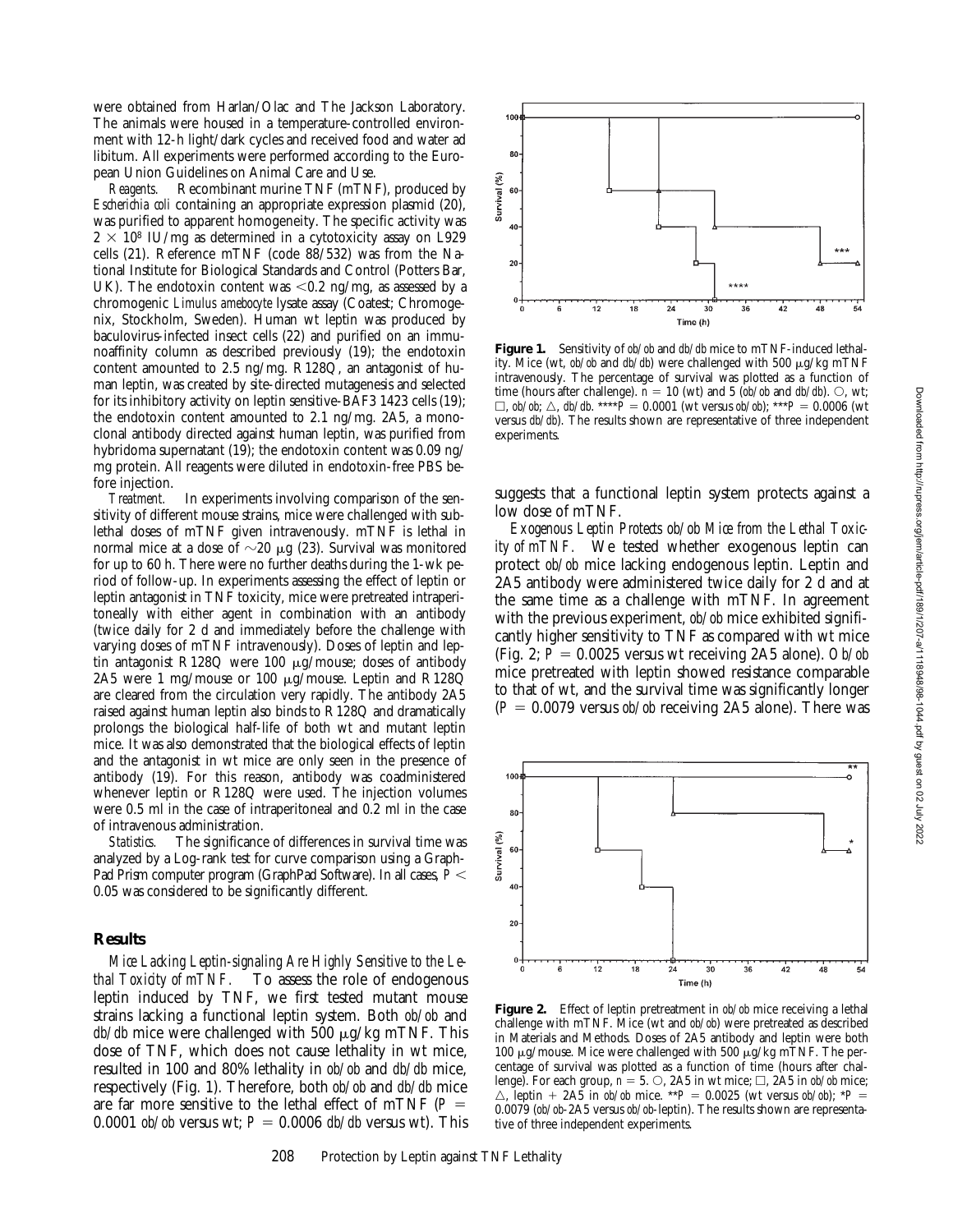were obtained from Harlan/Olac and The Jackson Laboratory. The animals were housed in a temperature-controlled environment with 12-h light/dark cycles and received food and water ad libitum. All experiments were performed according to the European Union Guidelines on Animal Care and Use.

*Reagents.* Recombinant murine TNF (mTNF), produced by *Escherichia coli* containing an appropriate expression plasmid (20), was purified to apparent homogeneity. The specific activity was $2 \times 10^8$ IU/mg as determined in a cytotoxicity assay on L929 cells (21). Reference mTNF (code 88/532) was from the National Institute for Biological Standards and Control (Potters Bar, UK). The endotoxin content was $<0.2$ ng/mg, as assessed by a chromogenic *Limulus amebocyte* lysate assay (Coatest; Chromogenix, Stockholm, Sweden). Human wt leptin was produced by baculovirus-infected insect cells (22) and purified on an immunoaffinity column as described previously (19); the endotoxin content amounted to 2.5 ng/mg. R128Q, an antagonist of human leptin, was created by site-directed mutagenesis and selected for its inhibitory activity on leptin sensitive-BAF3 1423 cells (19); the endotoxin content amounted to 2.1 ng/mg. 2A5, a monoclonal antibody directed against human leptin, was purified from hybridoma supernatant (19); the endotoxin content was 0.09 ng/mg protein. All reagents were diluted in endotoxin-free PBS before injection.

*Treatment.* In experiments involving comparison of the sensitivity of different mouse strains, mice were challenged with sublethal doses of mTNF given intravenously. mTNF is lethal in normal mice at a dose of ~20 μg (23). Survival was monitored for up to 60 h. There were no further deaths during the 1-wk period of follow-up. In experiments assessing the effect of leptin or leptin antagonist in TNF toxicity, mice were pretreated intraperitoneally with either agent in combination with an antibody (twice daily for 2 d and immediately before the challenge with varying doses of mTNF intravenously). Doses of leptin and leptin antagonist R128Q were 100 μg/mouse; doses of antibody 2A5 were 1 mg/mouse or 100 μg/mouse. Leptin and R128Q are cleared from the circulation very rapidly. The antibody 2A5 raised against human leptin also binds to R128Q and dramatically prolongs the biological half-life of both wt and mutant leptin mice. It was also demonstrated that the biological effects of leptin and the antagonist in wt mice are only seen in the presence of antibody (19). For this reason, antibody was coadministered whenever leptin or R128Q were used. The injection volumes were 0.5 ml in the case of intraperitoneal and 0.2 ml in the case of intravenous administration.

*Statistics.* The significance of differences in survival time was analyzed by a Log-rank test for curve comparison using a GraphPad Prism computer program (GraphPad Software). In all cases, $P < 0.05$ was considered to be significantly different.

## Results

*Mice Lacking Leptin-signaling Are Highly Sensitive to the Lethal Toxicity of mTNF.* To assess the role of endogenous leptin induced by TNF, we first tested mutant mouse strains lacking a functional leptin system. Both *ob/ob* and *db/db* mice were challenged with 500 μg/kg mTNF. This dose of TNF, which does not cause lethality in wt mice, resulted in 100 and 80% lethality in *ob/ob* and *db/db* mice, respectively (Fig. 1). Therefore, both *ob/ob* and *db/db* mice are far more sensitive to the lethal effect of mTNF ($P = 0.0001$ *ob/ob* versus wt; $P = 0.0006$ *db/db* versus wt). This suggests that a functional leptin system protects against a low dose of mTNF.

**Figure 1.** Sensitivity of *ob/ob* and *db/db* mice to mTNF-induced lethality. Mice (wt, *ob/ob* and *db/db*) were challenged with 500 μg/kg mTNF intravenously. The percentage of survival was plotted as a function of time (hours after challenge). $n = 10$ (wt) and 5 (*ob/ob* and *db/db*). ○, wt; □, *ob/ob*; △, *db/db*. $^{****}P = 0.0001$ (wt versus *ob/ob*); $^{***}P = 0.0006$ (wt versus *db/db*). The results shown are representative of three independent experiments.

*Exogenous Leptin Protects ob/ob Mice from the Lethal Toxicity of mTNF.* We tested whether exogenous leptin can protect *ob/ob* mice lacking endogenous leptin. Leptin and 2A5 antibody were administered twice daily for 2 d and at the same time as a challenge with mTNF. In agreement with the previous experiment, *ob/ob* mice exhibited significantly higher sensitivity to TNF as compared with wt mice (Fig. 2; $P = 0.0025$ versus wt receiving 2A5 alone). *Ob/ob* mice pretreated with leptin showed resistance comparable to that of wt, and the survival time was significantly longer ($P = 0.0079$ versus *ob/ob* receiving 2A5 alone). There was

**Figure 2.** Effect of leptin pretreatment in *ob/ob* mice receiving a lethal challenge with mTNF. Mice (wt and *ob/ob*) were pretreated as described in Materials and Methods. Doses of 2A5 antibody and leptin were both 100 μg/mouse. Mice were challenged with 500 μg/kg mTNF. The percentage of survival was plotted as a function of time (hours after challenge). For each group, $n = 5$. ○, 2A5 in wt mice; □, 2A5 in *ob/ob* mice; △, leptin + 2A5 in *ob/ob* mice. $^{**}P = 0.0025$ (wt versus *ob/ob*); $^{*}P = 0.0079$ (*ob/ob*-2A5 versus *ob/ob*-leptin). The results shown are representative of three independent experiments.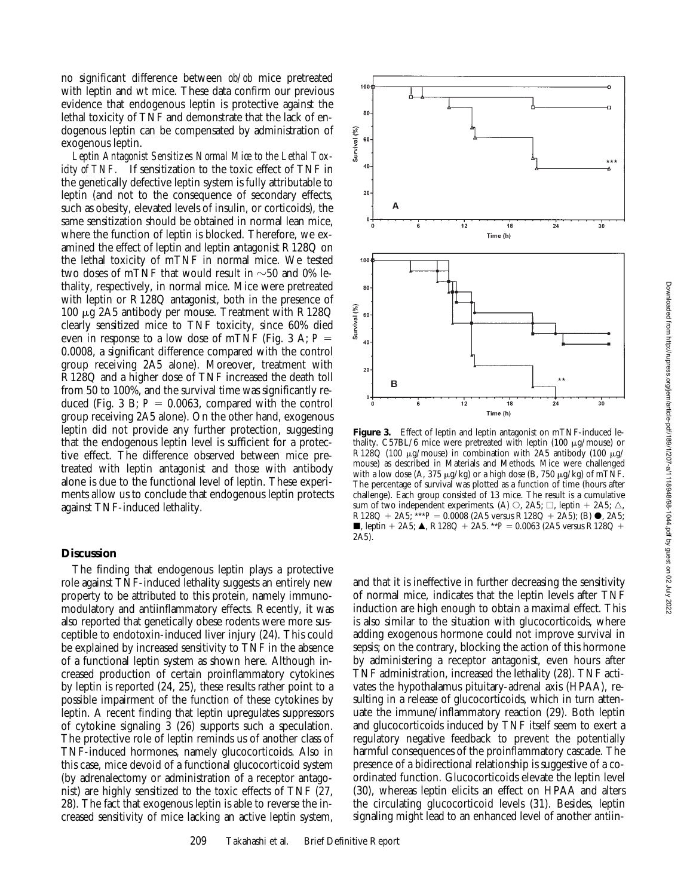no significant difference between *ob/ob* mice pretreated with leptin and wt mice. These data confirm our previous evidence that endogenous leptin is protective against the lethal toxicity of TNF and demonstrate that the lack of endogenous leptin can be compensated by administration of exogenous leptin.

*Leptin Antagonist Sensitizes Normal Mice to the Lethal Toxicity of TNF.* If sensitization to the toxic effect of TNF in the genetically defective leptin system is fully attributable to leptin (and not to the consequence of secondary effects, such as obesity, elevated levels of insulin, or corticoids), the same sensitization should be obtained in normal lean mice, where the function of leptin is blocked. Therefore, we examined the effect of leptin and leptin antagonist R128Q on the lethal toxicity of mTNF in normal mice. We tested two doses of mTNF that would result in ~50 and 0% lethality, respectively, in normal mice. Mice were pretreated with leptin or R128Q antagonist, both in the presence of 100 μg 2A5 antibody per mouse. Treatment with R128Q clearly sensitized mice to TNF toxicity, since 60% died even in response to a low dose of mTNF (Fig. 3 A; $P = 0.0008$, a significant difference compared with the control group receiving 2A5 alone). Moreover, treatment with R128Q and a higher dose of TNF increased the death toll from 50 to 100%, and the survival time was significantly reduced (Fig. 3 B; $P = 0.0063$, compared with the control group receiving 2A5 alone). On the other hand, exogenous leptin did not provide any further protection, suggesting that the endogenous leptin level is sufficient for a protective effect. The difference observed between mice pretreated with leptin antagonist and those with antibody alone is due to the functional level of leptin. These experiments allow us to conclude that endogenous leptin protects against TNF-induced lethality.

**Figure 3.** Effect of leptin and leptin antagonist on mTNF-induced lethality. C57BL/6 mice were pretreated with leptin (100 μg/mouse) or R128Q (100 μg/mouse) in combination with 2A5 antibody (100 μg/mouse) as described in Materials and Methods. Mice were challenged with a low dose (A, 375 μg/kg) or a high dose (B, 750 μg/kg) of mTNF. The percentage of survival was plotted as a function of time (hours after challenge). Each group consisted of 13 mice. The result is a cumulative sum of two independent experiments. (A) ○, 2A5; □, leptin + 2A5; △, R128Q + 2A5; \*\*\*$P = 0.0008$ (2A5 versus R128Q + 2A5); (B) ●, 2A5; ■, leptin + 2A5; ▲, R128Q + 2A5. \*\*$P = 0.0063$ (2A5 versus R128Q + 2A5).

## Discussion

The finding that endogenous leptin plays a protective role against TNF-induced lethality suggests an entirely new property to be attributed to this protein, namely immunomodulatory and antiinflammatory effects. Recently, it was also reported that genetically obese rodents were more susceptible to endotoxin-induced liver injury (24). This could be explained by increased sensitivity to TNF in the absence of a functional leptin system as shown here. Although increased production of certain proinflammatory cytokines by leptin is reported (24, 25), these results rather point to a possible impairment of the function of these cytokines by leptin. A recent finding that leptin upregulates suppressors of cytokine signaling 3 (26) supports such a speculation. The protective role of leptin reminds us of another class of TNF-induced hormones, namely glucocorticoids. Also in this case, mice devoid of a functional glucocorticoid system (by adrenalectomy or administration of a receptor antagonist) are highly sensitized to the toxic effects of TNF (27, 28). The fact that exogenous leptin is able to reverse the increased sensitivity of mice lacking an active leptin system, and that it is ineffective in further decreasing the sensitivity of normal mice, indicates that the leptin levels after TNF induction are high enough to obtain a maximal effect. This is also similar to the situation with glucocorticoids, where adding exogenous hormone could not improve survival in sepsis; on the contrary, blocking the action of this hormone by administering a receptor antagonist, even hours after TNF administration, increased the lethality (28). TNF activates the hypothalamus pituitary-adrenal axis (HPAA), resulting in a release of glucocorticoids, which in turn attenuate the immune/inflammatory reaction (29). Both leptin and glucocorticoids induced by TNF itself seem to exert a regulatory negative feedback to prevent the potentially harmful consequences of the proinflammatory cascade. The presence of a bidirectional relationship is suggestive of a coordinated function. Glucocorticoids elevate the leptin level (30), whereas leptin elicits an effect on HPAA and alters the circulating glucocorticoid levels (31). Besides, leptin signaling might lead to an enhanced level of another antiin-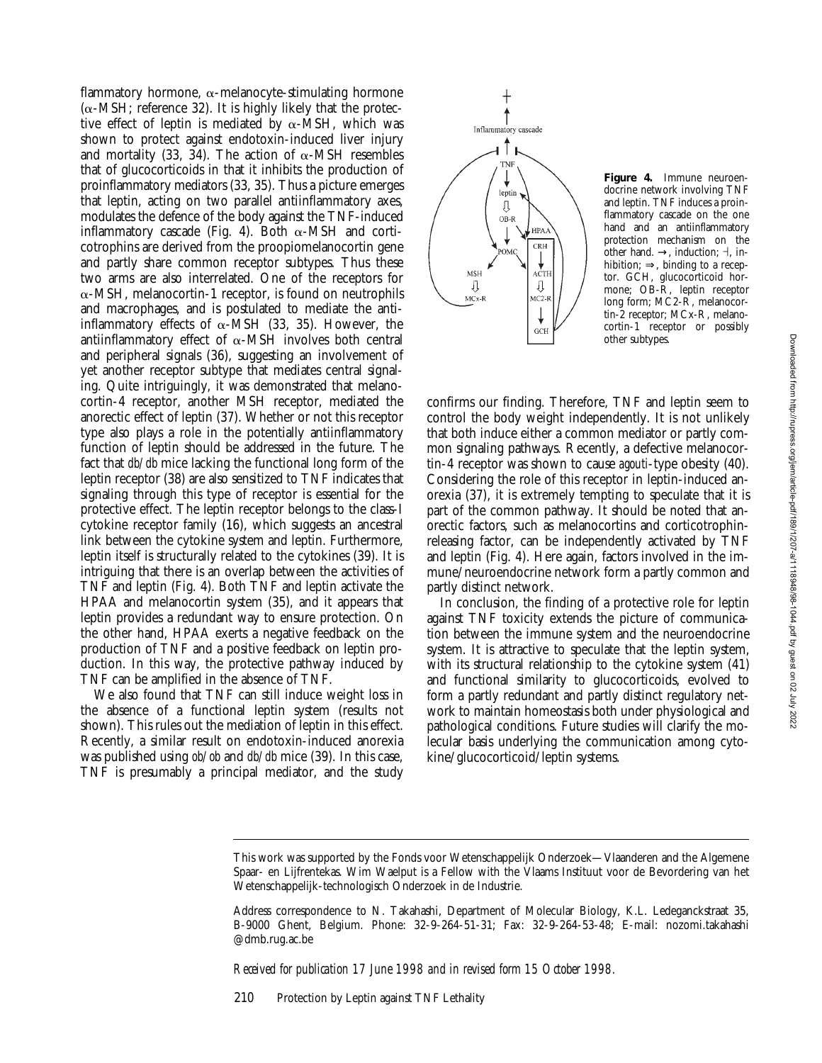flammatory hormone, α-melanocyte-stimulating hormone (α-MSH; reference 32). It is highly likely that the protective effect of leptin is mediated by α-MSH, which was shown to protect against endotoxin-induced liver injury and mortality (33, 34). The action of α-MSH resembles that of glucocorticoids in that it inhibits the production of proinflammatory mediators (33, 35). Thus a picture emerges that leptin, acting on two parallel antiinflammatory axes, modulates the defence of the body against the TNF-induced inflammatory cascade (Fig. 4). Both α-MSH and corticotrophins are derived from the proopiomelanocortin gene and partly share common receptor subtypes. Thus these two arms are also interrelated. One of the receptors for α-MSH, melanocortin-1 receptor, is found on neutrophils and macrophages, and is postulated to mediate the antiinflammatory effects of α-MSH (33, 35). However, the antiinflammatory effect of α-MSH involves both central and peripheral signals (36), suggesting an involvement of yet another receptor subtype that mediates central signaling. Quite intriguingly, it was demonstrated that melanocortin-4 receptor, another MSH receptor, mediated the anorectic effect of leptin (37). Whether or not this receptor type also plays a role in the potentially antiinflammatory function of leptin should be addressed in the future. The fact that *db/db* mice lacking the functional long form of the leptin receptor (38) are also sensitized to TNF indicates that signaling through this type of receptor is essential for the protective effect. The leptin receptor belongs to the class-I cytokine receptor family (16), which suggests an ancestral link between the cytokine system and leptin. Furthermore, leptin itself is structurally related to the cytokines (39). It is intriguing that there is an overlap between the activities of TNF and leptin (Fig. 4). Both TNF and leptin activate the HPAA and melanocortin system (35), and it appears that leptin provides a redundant way to ensure protection. On the other hand, HPAA exerts a negative feedback on the production of TNF and a positive feedback on leptin production. In this way, the protective pathway induced by TNF can be amplified in the absence of TNF.

We also found that TNF can still induce weight loss in the absence of a functional leptin system (results not shown). This rules out the mediation of leptin in this effect. Recently, a similar result on endotoxin-induced anorexia was published using *ob/ob* and *db/db* mice (39). In this case, TNF is presumably a principal mediator, and the study confirms our finding. Therefore, TNF and leptin seem to control the body weight independently. It is not unlikely that both induce either a common mediator or partly common signaling pathways. Recently, a defective melanocortin-4 receptor was shown to cause *agouti*-type obesity (40). Considering the role of this receptor in leptin-induced anorexia (37), it is extremely tempting to speculate that it is part of the common pathway. It should be noted that anorectic factors, such as melanocortins and corticotrophin-releasing factor, can be independently activated by TNF and leptin (Fig. 4). Here again, factors involved in the immune/neuroendocrine network form a partly common and partly distinct network.

**Figure 4.** Immune neuroendocrine network involving TNF and leptin. TNF induces a proinflammatory cascade on the one hand and an antiinflammatory protection mechanism on the other hand. →, induction; ⊣, inhibition; ⇒, binding to a receptor. GCH, glucocorticoid hormone; OB-R, leptin receptor long form; MC2-R, melanocortin-2 receptor; MCx-R, melanocortin-1 receptor or possibly other subtypes.

In conclusion, the finding of a protective role for leptin against TNF toxicity extends the picture of communication between the immune system and the neuroendocrine system. It is attractive to speculate that the leptin system, with its structural relationship to the cytokine system (41) and functional similarity to glucocorticoids, evolved to form a partly redundant and partly distinct regulatory network to maintain homeostasis both under physiological and pathological conditions. Future studies will clarify the molecular basis underlying the communication among cytokine/glucocorticoid/leptin systems.

---

This work was supported by the Fonds voor Wetenschappelijk Onderzoek—Vlaanderen and the Algemene Spaar- en Lijfrentekas. Wim Waelput is a Fellow with the Vlaams Instituut voor de Bevordering van het Wetenschappelijk-technologisch Onderzoek in de Industrie.

Address correspondence to N. Takahashi, Department of Molecular Biology, K.L. Ledeganckstraat 35, B-9000 Ghent, Belgium. Phone: 32-9-264-51-31; Fax: 32-9-264-53-48; E-mail: nozomi.takahashi@dmb.rug.ac.be

*Received for publication 17 June 1998 and in revised form 15 October 1998.*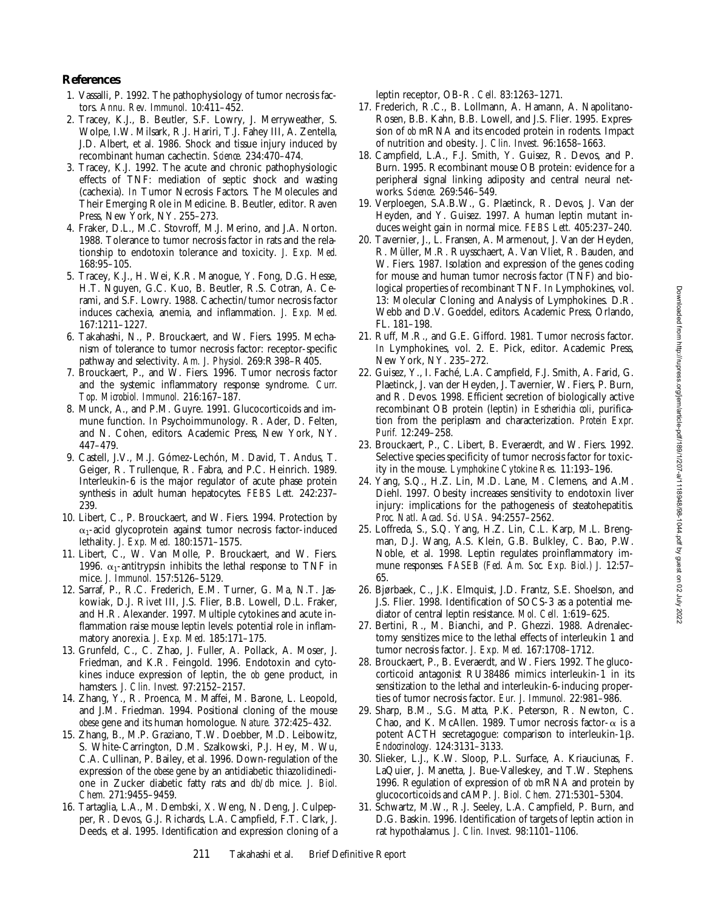## References

1. Vassalli, P. 1992. The pathophysiology of tumor necrosis factors. *Annu. Rev. Immunol.* 10:411–452.
2. Tracey, K.J., B. Beutler, S.F. Lowry, J. Merryweather, S. Wolpe, I.W. Milsark, R.J. Hariri, T.J. Fahey III, A. Zentella, J.D. Albert, et al. 1986. Shock and tissue injury induced by recombinant human cachectin. *Science.* 234:470–474.
3. Tracey, K.J. 1992. The acute and chronic pathophysiologic effects of TNF: mediation of septic shock and wasting (cachexia). *In* Tumor Necrosis Factors. The Molecules and Their Emerging Role in Medicine. B. Beutler, editor. Raven Press, New York, NY. 255–273.
4. Fraker, D.L., M.C. Stovroff, M.J. Merino, and J.A. Norton. 1988. Tolerance to tumor necrosis factor in rats and the relationship to endotoxin tolerance and toxicity. *J. Exp. Med.* 168:95–105.
5. Tracey, K.J., H. Wei, K.R. Manogue, Y. Fong, D.G. Hesse, H.T. Nguyen, G.C. Kuo, B. Beutler, R.S. Cotran, A. Cerami, and S.F. Lowry. 1988. Cachectin/tumor necrosis factor induces cachexia, anemia, and inflammation. *J. Exp. Med.* 167:1211–1227.
6. Takahashi, N., P. Brouckaert, and W. Fiers. 1995. Mechanism of tolerance to tumor necrosis factor: receptor-specific pathway and selectivity. *Am. J. Physiol.* 269:R398–R405.
7. Brouckaert, P., and W. Fiers. 1996. Tumor necrosis factor and the systemic inflammatory response syndrome. *Curr. Top. Microbiol. Immunol.* 216:167–187.
8. Munck, A., and P.M. Guyre. 1991. Glucocorticoids and immune function. *In* Psychoimmunology. R. Ader, D. Felten, and N. Cohen, editors. Academic Press, New York, NY. 447–479.
9. Castell, J.V., M.J. Gómez-Lechón, M. David, T. Andus, T. Geiger, R. Trullenque, R. Fabra, and P.C. Heinrich. 1989. Interleukin-6 is the major regulator of acute phase protein synthesis in adult human hepatocytes. *FEBS Lett.* 242:237–239.
10. Libert, C., P. Brouckaert, and W. Fiers. 1994. Protection by $\alpha_1$-acid glycoprotein against tumor necrosis factor-induced lethality. *J. Exp. Med.* 180:1571–1575.
11. Libert, C., W. Van Molle, P. Brouckaert, and W. Fiers. 1996. $\alpha_1$-antitrypsin inhibits the lethal response to TNF in mice. *J. Immunol.* 157:5126–5129.
12. Sarraf, P., R.C. Frederich, E.M. Turner, G. Ma, N.T. Jaskowiak, D.J. Rivet III, J.S. Flier, B.B. Lowell, D.L. Fraker, and H.R. Alexander. 1997. Multiple cytokines and acute inflammation raise mouse leptin levels: potential role in inflammatory anorexia. *J. Exp. Med.* 185:171–175.
13. Grunfeld, C., C. Zhao, J. Fuller, A. Pollack, A. Moser, J. Friedman, and K.R. Feingold. 1996. Endotoxin and cytokines induce expression of leptin, the *ob* gene product, in hamsters. *J. Clin. Invest.* 97:2152–2157.
14. Zhang, Y., R. Proenca, M. Maffei, M. Barone, L. Leopold, and J.M. Friedman. 1994. Positional cloning of the mouse *obese* gene and its human homologue. *Nature.* 372:425–432.
15. Zhang, B., M.P. Graziano, T.W. Doebber, M.D. Leibowitz, S. White-Carrington, D.M. Szalkowski, P.J. Hey, M. Wu, C.A. Cullinan, P. Bailey, et al. 1996. Down-regulation of the expression of the *obese* gene by an antidiabetic thiazolidinedione in Zucker diabetic fatty rats and *db/db* mice. *J. Biol. Chem.* 271:9455–9459.
16. Tartaglia, L.A., M. Dembski, X. Weng, N. Deng, J. Culpepper, R. Devos, G.J. Richards, L.A. Campfield, F.T. Clark, J. Deeds, et al. 1995. Identification and expression cloning of a leptin receptor, OB-R. *Cell.* 83:1263–1271.
17. Frederich, R.C., B. Lollmann, A. Hamann, A. Napolitano-Rosen, B.B. Kahn, B.B. Lowell, and J.S. Flier. 1995. Expression of *ob* mRNA and its encoded protein in rodents. Impact of nutrition and obesity. *J. Clin. Invest.* 96:1658–1663.
18. Campfield, L.A., F.J. Smith, Y. Guisez, R. Devos, and P. Burn. 1995. Recombinant mouse OB protein: evidence for a peripheral signal linking adiposity and central neural networks. *Science.* 269:546–549.
19. Verploegen, S.A.B.W., G. Plaetinck, R. Devos, J. Van der Heyden, and Y. Guisez. 1997. A human leptin mutant induces weight gain in normal mice. *FEBS Lett.* 405:237–240.
20. Tavernier, J., L. Fransen, A. Marmenout, J. Van der Heyden, R. Müller, M.R. Ruysschaert, A. Van Vliet, R. Bauden, and W. Fiers. 1987. Isolation and expression of the genes coding for mouse and human tumor necrosis factor (TNF) and biological properties of recombinant TNF. *In* Lymphokines, vol. 13: Molecular Cloning and Analysis of Lymphokines. D.R. Webb and D.V. Goeddel, editors. Academic Press, Orlando, FL. 181–198.
21. Ruff, M.R., and G.E. Gifford. 1981. Tumor necrosis factor. *In* Lymphokines, vol. 2. E. Pick, editor. Academic Press, New York, NY. 235–272.
22. Guisez, Y., I. Faché, L.A. Campfield, F.J. Smith, A. Farid, G. Plaetinck, J. van der Heyden, J. Tavernier, W. Fiers, P. Burn, and R. Devos. 1998. Efficient secretion of biologically active recombinant OB protein (leptin) in *Escherichia coli*, purification from the periplasm and characterization. *Protein Expr. Purif.* 12:249–258.
23. Brouckaert, P., C. Libert, B. Everaerdt, and W. Fiers. 1992. Selective species specificity of tumor necrosis factor for toxicity in the mouse. *Lymphokine Cytokine Res.* 11:193–196.
24. Yang, S.Q., H.Z. Lin, M.D. Lane, M. Clemens, and A.M. Diehl. 1997. Obesity increases sensitivity to endotoxin liver injury: implications for the pathogenesis of steatohepatitis. *Proc. Natl. Acad. Sci. USA.* 94:2557–2562.
25. Loffreda, S., S.Q. Yang, H.Z. Lin, C.L. Karp, M.L. Brengman, D.J. Wang, A.S. Klein, G.B. Bulkley, C. Bao, P.W. Noble, et al. 1998. Leptin regulates proinflammatory immune responses. *FASEB (Fed. Am. Soc. Exp. Biol.) J.* 12:57–65.
26. Bjørbaek, C., J.K. Elmquist, J.D. Frantz, S.E. Shoelson, and J.S. Flier. 1998. Identification of SOCS-3 as a potential mediator of central leptin resistance. *Mol. Cell.* 1:619–625.
27. Bertini, R., M. Bianchi, and P. Ghezzi. 1988. Adrenalectomy sensitizes mice to the lethal effects of interleukin 1 and tumor necrosis factor. *J. Exp. Med.* 167:1708–1712.
28. Brouckaert, P., B. Everaerdt, and W. Fiers. 1992. The glucocorticoid antagonist RU38486 mimics interleukin-1 in its sensitization to the lethal and interleukin-6-inducing properties of tumor necrosis factor. *Eur. J. Immunol.* 22:981–986.
29. Sharp, B.M., S.G. Matta, P.K. Peterson, R. Newton, C. Chao, and K. McAllen. 1989. Tumor necrosis factor-$\alpha$ is a potent ACTH secretagogue: comparison to interleukin-1$\beta$. *Endocrinology.* 124:3131–3133.
30. Slieker, L.J., K.W. Sloop, P.L. Surface, A. Kriauciunas, F. LaQuier, J. Manetta, J. Bue-Valleskey, and T.W. Stephens. 1996. Regulation of expression of *ob* mRNA and protein by glucocorticoids and cAMP. *J. Biol. Chem.* 271:5301–5304.
31. Schwartz, M.W., R.J. Seeley, L.A. Campfield, P. Burn, and D.G. Baskin. 1996. Identification of targets of leptin action in rat hypothalamus. *J. Clin. Invest.* 98:1101–1106.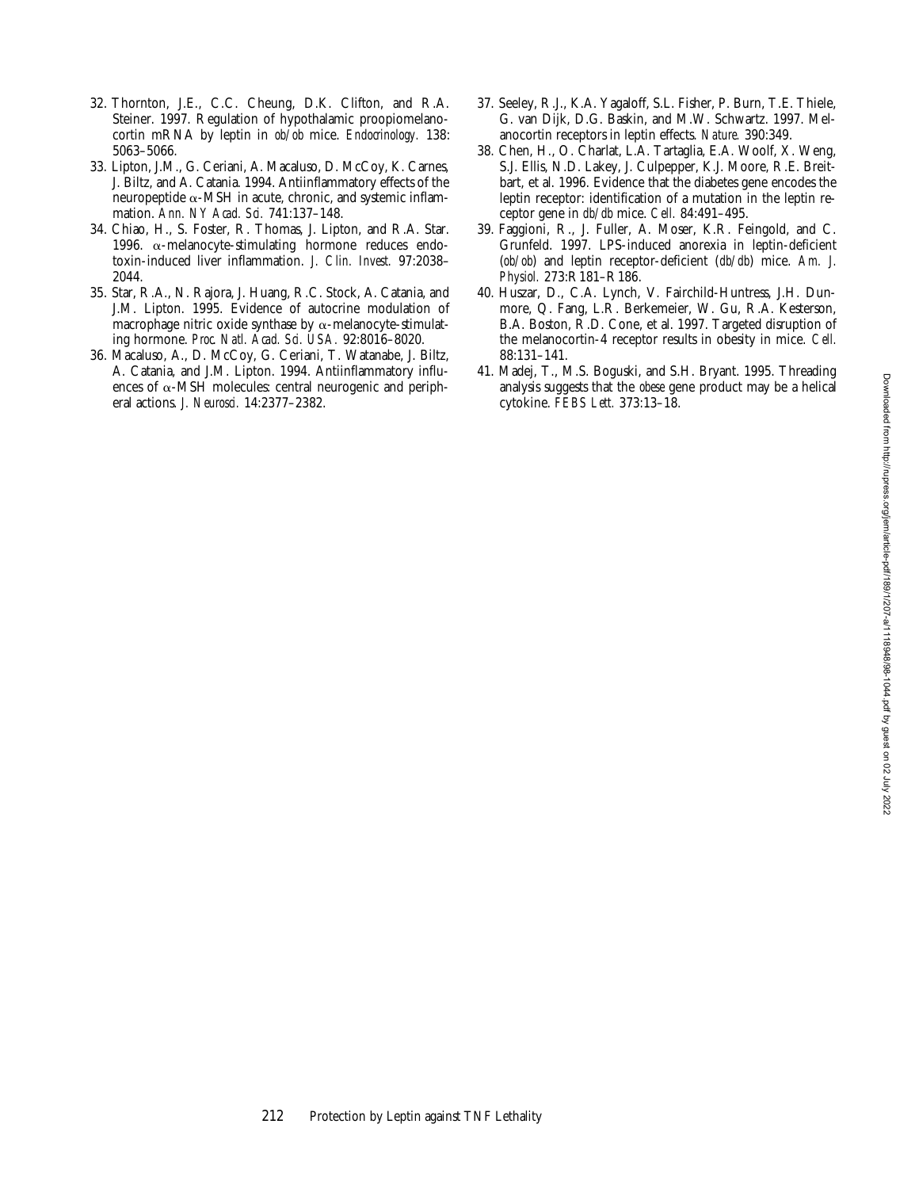32. Thornton, J.E., C.C. Cheung, D.K. Clifton, and R.A. Steiner. 1997. Regulation of hypothalamic proopiomelanocortin mRNA by leptin in *ob/ob* mice. *Endocrinology.* 138: 5063–5066.
33. Lipton, J.M., G. Ceriani, A. Macaluso, D. McCoy, K. Carnes, J. Biltz, and A. Catania. 1994. Antiinflammatory effects of the neuropeptide α-MSH in acute, chronic, and systemic inflammation. *Ann. NY Acad. Sci.* 741:137–148.
34. Chiao, H., S. Foster, R. Thomas, J. Lipton, and R.A. Star. 1996. α-melanocyte-stimulating hormone reduces endotoxin-induced liver inflammation. *J. Clin. Invest.* 97:2038–2044.
35. Star, R.A., N. Rajora, J. Huang, R.C. Stock, A. Catania, and J.M. Lipton. 1995. Evidence of autocrine modulation of macrophage nitric oxide synthase by α-melanocyte-stimulating hormone. *Proc. Natl. Acad. Sci. USA.* 92:8016–8020.
36. Macaluso, A., D. McCoy, G. Ceriani, T. Watanabe, J. Biltz, A. Catania, and J.M. Lipton. 1994. Antiinflammatory influences of α-MSH molecules: central neurogenic and peripheral actions. *J. Neurosci.* 14:2377–2382.
37. Seeley, R.J., K.A. Yagaloff, S.L. Fisher, P. Burn, T.E. Thiele, G. van Dijk, D.G. Baskin, and M.W. Schwartz. 1997. Melanocortin receptors in leptin effects. *Nature.* 390:349.
38. Chen, H., O. Charlat, L.A. Tartaglia, E.A. Woolf, X. Weng, S.J. Ellis, N.D. Lakey, J. Culpepper, K.J. Moore, R.E. Breitbart, et al. 1996. Evidence that the diabetes gene encodes the leptin receptor: identification of a mutation in the leptin receptor gene in *db/db* mice. *Cell.* 84:491–495.
39. Faggioni, R., J. Fuller, A. Moser, K.R. Feingold, and C. Grunfeld. 1997. LPS-induced anorexia in leptin-deficient (*ob/ob*) and leptin receptor-deficient (*db/db*) mice. *Am. J. Physiol.* 273:R181–R186.
40. Huszar, D., C.A. Lynch, V. Fairchild-Huntress, J.H. Dunmore, Q. Fang, L.R. Berkemeier, W. Gu, R.A. Kesterson, B.A. Boston, R.D. Cone, et al. 1997. Targeted disruption of the melanocortin-4 receptor results in obesity in mice. *Cell.* 88:131–141.
41. Madej, T., M.S. Boguski, and S.H. Bryant. 1995. Threading analysis suggests that the *obese* gene product may be a helical cytokine. *FEBS Lett.* 373:13–18.